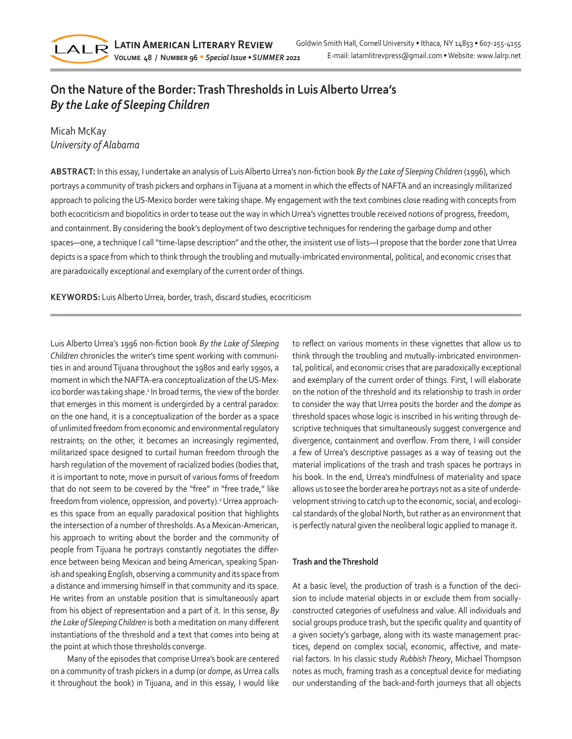# On the Nature of the Border: Trash Thresholds in Luis Alberto Urrea's *By the Lake of Sleeping Children*

Micah McKay
*University of Alabama*

**ABSTRACT:** In this essay, I undertake an analysis of Luis Alberto Urrea's non-fiction book *By the Lake of Sleeping Children* (1996), which portrays a community of trash pickers and orphans in Tijuana at a moment in which the effects of NAFTA and an increasingly militarized approach to policing the US-Mexico border were taking shape. My engagement with the text combines close reading with concepts from both ecocriticism and biopolitics in order to tease out the way in which Urrea's vignettes trouble received notions of progress, freedom, and containment. By considering the book's deployment of two descriptive techniques for rendering the garbage dump and other spaces—one, a technique I call "time-lapse description" and the other, the insistent use of lists—I propose that the border zone that Urrea depicts is a space from which to think through the troubling and mutually-imbricated environmental, political, and economic crises that are paradoxically exceptional and exemplary of the current order of things.

**KEYWORDS:** Luis Alberto Urrea, border, trash, discard studies, ecocriticism

Luis Alberto Urrea's 1996 non-fiction book *By the Lake of Sleeping Children* chronicles the writer's time spent working with communities in and around Tijuana throughout the 1980s and early 1990s, a moment in which the NAFTA-era conceptualization of the US-Mexico border was taking shape.[1] In broad terms, the view of the border that emerges in this moment is undergirded by a central paradox: on the one hand, it is a conceptualization of the border as a space of unlimited freedom from economic and environmental regulatory restraints; on the other, it becomes an increasingly regimented, militarized space designed to curtail human freedom through the harsh regulation of the movement of racialized bodies (bodies that, it is important to note, move in pursuit of various forms of freedom that do not seem to be covered by the "free" in "free trade," like freedom from violence, oppression, and poverty).[2] Urrea approaches this space from an equally paradoxical position that highlights the intersection of a number of thresholds. As a Mexican-American, his approach to writing about the border and the community of people from Tijuana he portrays constantly negotiates the difference between being Mexican and being American, speaking Spanish and speaking English, observing a community and its space from a distance and immersing himself in that community and its space. He writes from an unstable position that is simultaneously apart from his object of representation and a part of it. In this sense, *By the Lake of Sleeping Children* is both a meditation on many different instantiations of the threshold and a text that comes into being at the point at which those thresholds converge.

Many of the episodes that comprise Urrea's book are centered on a community of trash pickers in a dump (or *dompe*, as Urrea calls it throughout the book) in Tijuana, and in this essay, I would like to reflect on various moments in these vignettes that allow us to think through the troubling and mutually-imbricated environmental, political, and economic crises that are paradoxically exceptional and exemplary of the current order of things. First, I will elaborate on the notion of the threshold and its relationship to trash in order to consider the way that Urrea posits the border and the *dompe* as threshold spaces whose logic is inscribed in his writing through descriptive techniques that simultaneously suggest convergence and divergence, containment and overflow. From there, I will consider a few of Urrea's descriptive passages as a way of teasing out the material implications of the trash and trash spaces he portrays in his book. In the end, Urrea's mindfulness of materiality and space allows us to see the border area he portrays not as a site of underdevelopment striving to catch up to the economic, social, and ecological standards of the global North, but rather as an environment that is perfectly natural given the neoliberal logic applied to manage it.

#### Trash and the Threshold

At a basic level, the production of trash is a function of the decision to include material objects in or exclude them from socially-constructed categories of usefulness and value. All individuals and social groups produce trash, but the specific quality and quantity of a given society's garbage, along with its waste management practices, depend on complex social, economic, affective, and material factors. In his classic study *Rubbish Theory*, Michael Thompson notes as much, framing trash as a conceptual device for mediating our understanding of the back-and-forth journeys that all objects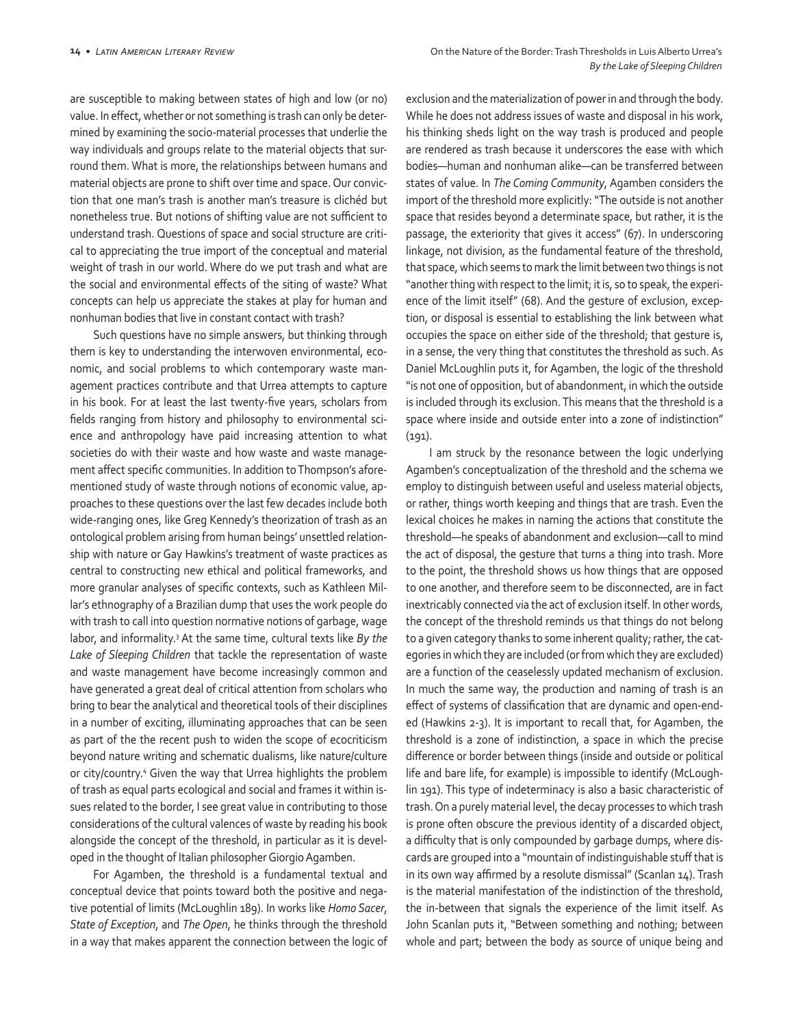are susceptible to making between states of high and low (or no) value. In effect, whether or not something is trash can only be determined by examining the socio-material processes that underlie the way individuals and groups relate to the material objects that surround them. What is more, the relationships between humans and material objects are prone to shift over time and space. Our conviction that one man's trash is another man's treasure is clichéd but nonetheless true. But notions of shifting value are not sufficient to understand trash. Questions of space and social structure are critical to appreciating the true import of the conceptual and material weight of trash in our world. Where do we put trash and what are the social and environmental effects of the siting of waste? What concepts can help us appreciate the stakes at play for human and nonhuman bodies that live in constant contact with trash?

Such questions have no simple answers, but thinking through them is key to understanding the interwoven environmental, economic, and social problems to which contemporary waste management practices contribute and that Urrea attempts to capture in his book. For at least the last twenty-five years, scholars from fields ranging from history and philosophy to environmental science and anthropology have paid increasing attention to what societies do with their waste and how waste and waste management affect specific communities. In addition to Thompson's aforementioned study of waste through notions of economic value, approaches to these questions over the last few decades include both wide-ranging ones, like Greg Kennedy's theorization of trash as an ontological problem arising from human beings' unsettled relationship with nature or Gay Hawkins's treatment of waste practices as central to constructing new ethical and political frameworks, and more granular analyses of specific contexts, such as Kathleen Millar's ethnography of a Brazilian dump that uses the work people do with trash to call into question normative notions of garbage, wage labor, and informality.[3] At the same time, cultural texts like *By the Lake of Sleeping Children* that tackle the representation of waste and waste management have become increasingly common and have generated a great deal of critical attention from scholars who bring to bear the analytical and theoretical tools of their disciplines in a number of exciting, illuminating approaches that can be seen as part of the the recent push to widen the scope of ecocriticism beyond nature writing and schematic dualisms, like nature/culture or city/country.[4] Given the way that Urrea highlights the problem of trash as equal parts ecological and social and frames it within issues related to the border, I see great value in contributing to those considerations of the cultural valences of waste by reading his book alongside the concept of the threshold, in particular as it is developed in the thought of Italian philosopher Giorgio Agamben.

For Agamben, the threshold is a fundamental textual and conceptual device that points toward both the positive and negative potential of limits (McLoughlin 189). In works like *Homo Sacer*, *State of Exception*, and *The Open*, he thinks through the threshold in a way that makes apparent the connection between the logic of exclusion and the materialization of power in and through the body. While he does not address issues of waste and disposal in his work, his thinking sheds light on the way trash is produced and people are rendered as trash because it underscores the ease with which bodies—human and nonhuman alike—can be transferred between states of value. In *The Coming Community*, Agamben considers the import of the threshold more explicitly: "The outside is not another space that resides beyond a determinate space, but rather, it is the passage, the exteriority that gives it access" (67). In underscoring linkage, not division, as the fundamental feature of the threshold, that space, which seems to mark the limit between two things is not "another thing with respect to the limit; it is, so to speak, the experience of the limit itself" (68). And the gesture of exclusion, exception, or disposal is essential to establishing the link between what occupies the space on either side of the threshold; that gesture is, in a sense, the very thing that constitutes the threshold as such. As Daniel McLoughlin puts it, for Agamben, the logic of the threshold "is not one of opposition, but of abandonment, in which the outside is included through its exclusion. This means that the threshold is a space where inside and outside enter into a zone of indistinction" (191).

I am struck by the resonance between the logic underlying Agamben's conceptualization of the threshold and the schema we employ to distinguish between useful and useless material objects, or rather, things worth keeping and things that are trash. Even the lexical choices he makes in naming the actions that constitute the threshold—he speaks of abandonment and exclusion—call to mind the act of disposal, the gesture that turns a thing into trash. More to the point, the threshold shows us how things that are opposed to one another, and therefore seem to be disconnected, are in fact inextricably connected via the act of exclusion itself. In other words, the concept of the threshold reminds us that things do not belong to a given category thanks to some inherent quality; rather, the categories in which they are included (or from which they are excluded) are a function of the ceaselessly updated mechanism of exclusion. In much the same way, the production and naming of trash is an effect of systems of classification that are dynamic and open-ended (Hawkins 2-3). It is important to recall that, for Agamben, the threshold is a zone of indistinction, a space in which the precise difference or border between things (inside and outside or political life and bare life, for example) is impossible to identify (McLoughlin 191). This type of indeterminacy is also a basic characteristic of trash. On a purely material level, the decay processes to which trash is prone often obscure the previous identity of a discarded object, a difficulty that is only compounded by garbage dumps, where discards are grouped into a "mountain of indistinguishable stuff that is in its own way affirmed by a resolute dismissal" (Scanlan 14). Trash is the material manifestation of the indistinction of the threshold, the in-between that signals the experience of the limit itself. As John Scanlan puts it, "Between something and nothing; between whole and part; between the body as source of unique being and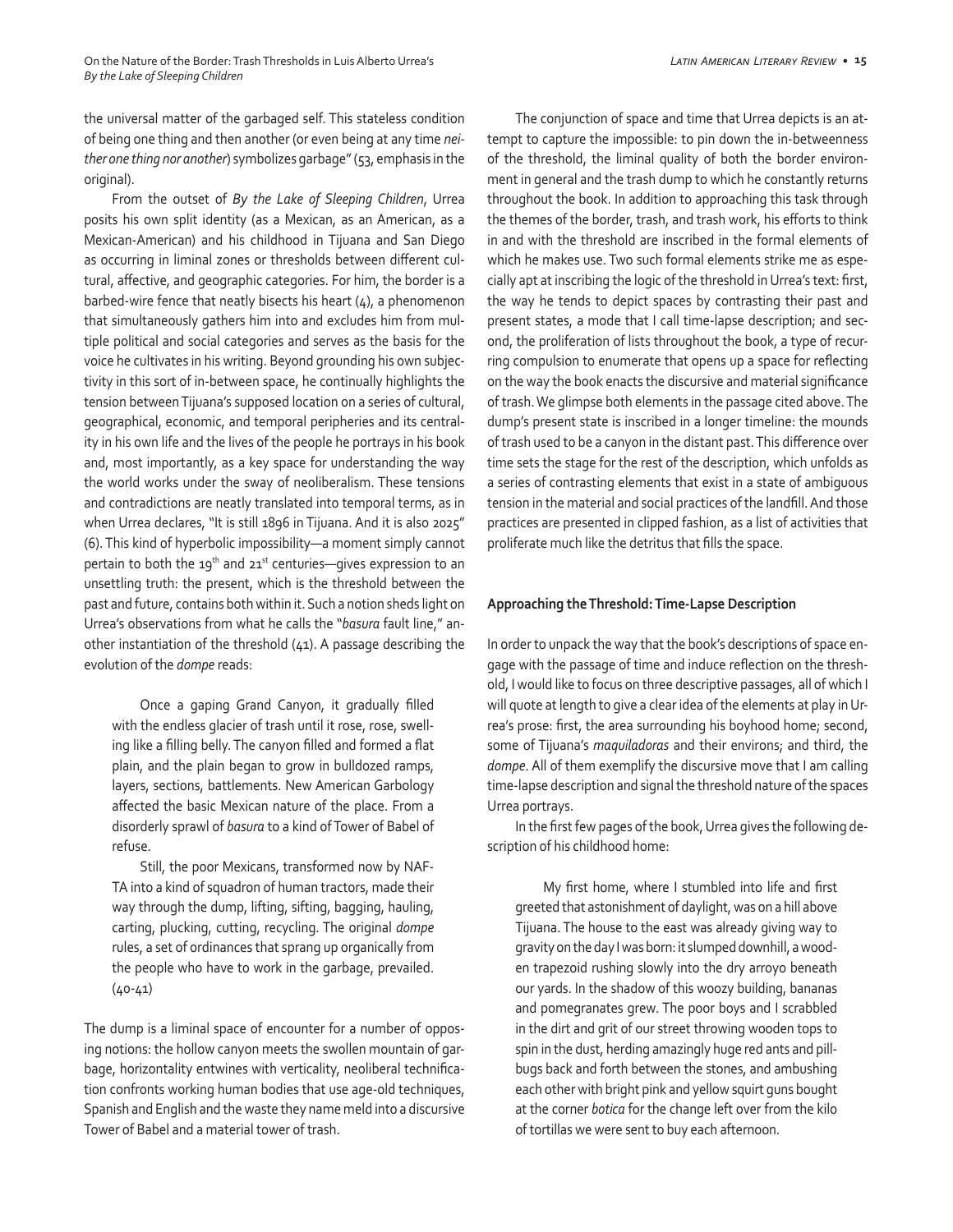the universal matter of the garbaged self. This stateless condition of being one thing and then another (or even being at any time *neither one thing nor another*) symbolizes garbage" (53, emphasis in the original).

From the outset of *By the Lake of Sleeping Children*, Urrea posits his own split identity (as a Mexican, as an American, as a Mexican-American) and his childhood in Tijuana and San Diego as occurring in liminal zones or thresholds between different cultural, affective, and geographic categories. For him, the border is a barbed-wire fence that neatly bisects his heart (4), a phenomenon that simultaneously gathers him into and excludes him from multiple political and social categories and serves as the basis for the voice he cultivates in his writing. Beyond grounding his own subjectivity in this sort of in-between space, he continually highlights the tension between Tijuana's supposed location on a series of cultural, geographical, economic, and temporal peripheries and its centrality in his own life and the lives of the people he portrays in his book and, most importantly, as a key space for understanding the way the world works under the sway of neoliberalism. These tensions and contradictions are neatly translated into temporal terms, as in when Urrea declares, "It is still 1896 in Tijuana. And it is also 2025" (6). This kind of hyperbolic impossibility—a moment simply cannot pertain to both the 19th and 21st centuries—gives expression to an unsettling truth: the present, which is the threshold between the past and future, contains both within it. Such a notion sheds light on Urrea's observations from what he calls the "*basura* fault line," another instantiation of the threshold (41). A passage describing the evolution of the *dompe* reads:

> Once a gaping Grand Canyon, it gradually filled with the endless glacier of trash until it rose, rose, swelling like a filling belly. The canyon filled and formed a flat plain, and the plain began to grow in bulldozed ramps, layers, sections, battlements. New American Garbology affected the basic Mexican nature of the place. From a disorderly sprawl of *basura* to a kind of Tower of Babel of refuse.
>
> Still, the poor Mexicans, transformed now by NAFTA into a kind of squadron of human tractors, made their way through the dump, lifting, sifting, bagging, hauling, carting, plucking, cutting, recycling. The original *dompe* rules, a set of ordinances that sprang up organically from the people who have to work in the garbage, prevailed. (40-41)

The dump is a liminal space of encounter for a number of opposing notions: the hollow canyon meets the swollen mountain of garbage, horizontality entwines with verticality, neoliberal technification confronts working human bodies that use age-old techniques, Spanish and English and the waste they name meld into a discursive Tower of Babel and a material tower of trash.

The conjunction of space and time that Urrea depicts is an attempt to capture the impossible: to pin down the in-betweenness of the threshold, the liminal quality of both the border environment in general and the trash dump to which he constantly returns throughout the book. In addition to approaching this task through the themes of the border, trash, and trash work, his efforts to think in and with the threshold are inscribed in the formal elements of which he makes use. Two such formal elements strike me as especially apt at inscribing the logic of the threshold in Urrea's text: first, the way he tends to depict spaces by contrasting their past and present states, a mode that I call time-lapse description; and second, the proliferation of lists throughout the book, a type of recurring compulsion to enumerate that opens up a space for reflecting on the way the book enacts the discursive and material significance of trash. We glimpse both elements in the passage cited above. The dump's present state is inscribed in a longer timeline: the mounds of trash used to be a canyon in the distant past. This difference over time sets the stage for the rest of the description, which unfolds as a series of contrasting elements that exist in a state of ambiguous tension in the material and social practices of the landfill. And those practices are presented in clipped fashion, as a list of activities that proliferate much like the detritus that fills the space.

## Approaching the Threshold: Time-Lapse Description

In order to unpack the way that the book's descriptions of space engage with the passage of time and induce reflection on the threshold, I would like to focus on three descriptive passages, all of which I will quote at length to give a clear idea of the elements at play in Urrea's prose: first, the area surrounding his boyhood home; second, some of Tijuana's *maquiladoras* and their environs; and third, the *dompe*. All of them exemplify the discursive move that I am calling time-lapse description and signal the threshold nature of the spaces Urrea portrays.

In the first few pages of the book, Urrea gives the following description of his childhood home:

> My first home, where I stumbled into life and first greeted that astonishment of daylight, was on a hill above Tijuana. The house to the east was already giving way to gravity on the day I was born: it slumped downhill, a wooden trapezoid rushing slowly into the dry arroyo beneath our yards. In the shadow of this woozy building, bananas and pomegranates grew. The poor boys and I scrabbled in the dirt and grit of our street throwing wooden tops to spin in the dust, herding amazingly huge red ants and pillbugs back and forth between the stones, and ambushing each other with bright pink and yellow squirt guns bought at the corner *botica* for the change left over from the kilo of tortillas we were sent to buy each afternoon.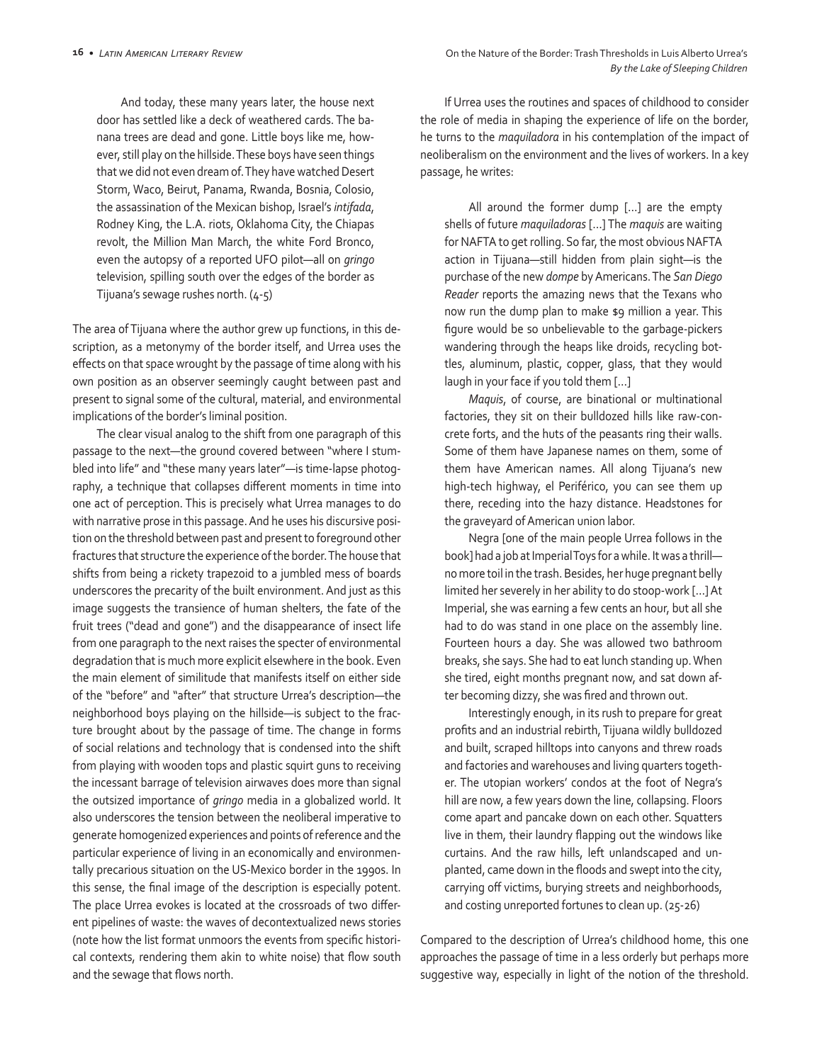> And today, these many years later, the house next door has settled like a deck of weathered cards. The banana trees are dead and gone. Little boys like me, however, still play on the hillside. These boys have seen things that we did not even dream of. They have watched Desert Storm, Waco, Beirut, Panama, Rwanda, Bosnia, Colosio, the assassination of the Mexican bishop, Israel's *intifada*, Rodney King, the L.A. riots, Oklahoma City, the Chiapas revolt, the Million Man March, the white Ford Bronco, even the autopsy of a reported UFO pilot—all on *gringo* television, spilling south over the edges of the border as Tijuana's sewage rushes north. (4-5)

The area of Tijuana where the author grew up functions, in this description, as a metonymy of the border itself, and Urrea uses the effects on that space wrought by the passage of time along with his own position as an observer seemingly caught between past and present to signal some of the cultural, material, and environmental implications of the border's liminal position.

The clear visual analog to the shift from one paragraph of this passage to the next—the ground covered between "where I stumbled into life" and "these many years later"—is time-lapse photography, a technique that collapses different moments in time into one act of perception. This is precisely what Urrea manages to do with narrative prose in this passage. And he uses his discursive position on the threshold between past and present to foreground other fractures that structure the experience of the border. The house that shifts from being a rickety trapezoid to a jumbled mess of boards underscores the precarity of the built environment. And just as this image suggests the transience of human shelters, the fate of the fruit trees ("dead and gone") and the disappearance of insect life from one paragraph to the next raises the specter of environmental degradation that is much more explicit elsewhere in the book. Even the main element of similitude that manifests itself on either side of the "before" and "after" that structure Urrea's description—the neighborhood boys playing on the hillside—is subject to the fracture brought about by the passage of time. The change in forms of social relations and technology that is condensed into the shift from playing with wooden tops and plastic squirt guns to receiving the incessant barrage of television airwaves does more than signal the outsized importance of *gringo* media in a globalized world. It also underscores the tension between the neoliberal imperative to generate homogenized experiences and points of reference and the particular experience of living in an economically and environmentally precarious situation on the US-Mexico border in the 1990s. In this sense, the final image of the description is especially potent. The place Urrea evokes is located at the crossroads of two different pipelines of waste: the waves of decontextualized news stories (note how the list format unmoors the events from specific historical contexts, rendering them akin to white noise) that flow south and the sewage that flows north.

If Urrea uses the routines and spaces of childhood to consider the role of media in shaping the experience of life on the border, he turns to the *maquiladora* in his contemplation of the impact of neoliberalism on the environment and the lives of workers. In a key passage, he writes:

> All around the former dump […] are the empty shells of future *maquiladoras* […] The *maquis* are waiting for NAFTA to get rolling. So far, the most obvious NAFTA action in Tijuana—still hidden from plain sight—is the purchase of the new *dompe* by Americans. The *San Diego Reader* reports the amazing news that the Texans who now run the dump plan to make $9 million a year. This figure would be so unbelievable to the garbage-pickers wandering through the heaps like droids, recycling bottles, aluminum, plastic, copper, glass, that they would laugh in your face if you told them […]
>
> *Maquis*, of course, are binational or multinational factories, they sit on their bulldozed hills like raw-concrete forts, and the huts of the peasants ring their walls. Some of them have Japanese names on them, some of them have American names. All along Tijuana's new high-tech highway, el Periférico, you can see them up there, receding into the hazy distance. Headstones for the graveyard of American union labor.
>
> Negra [one of the main people Urrea follows in the book] had a job at Imperial Toys for a while. It was a thrill—no more toil in the trash. Besides, her huge pregnant belly limited her severely in her ability to do stoop-work […] At Imperial, she was earning a few cents an hour, but all she had to do was stand in one place on the assembly line. Fourteen hours a day. She was allowed two bathroom breaks, she says. She had to eat lunch standing up. When she tired, eight months pregnant now, and sat down after becoming dizzy, she was fired and thrown out.
>
> Interestingly enough, in its rush to prepare for great profits and an industrial rebirth, Tijuana wildly bulldozed and built, scraped hilltops into canyons and threw roads and factories and warehouses and living quarters together. The utopian workers' condos at the foot of Negra's hill are now, a few years down the line, collapsing. Floors come apart and pancake down on each other. Squatters live in them, their laundry flapping out the windows like curtains. And the raw hills, left unlandscaped and unplanted, came down in the floods and swept into the city, carrying off victims, burying streets and neighborhoods, and costing unreported fortunes to clean up. (25-26)

Compared to the description of Urrea's childhood home, this one approaches the passage of time in a less orderly but perhaps more suggestive way, especially in light of the notion of the threshold.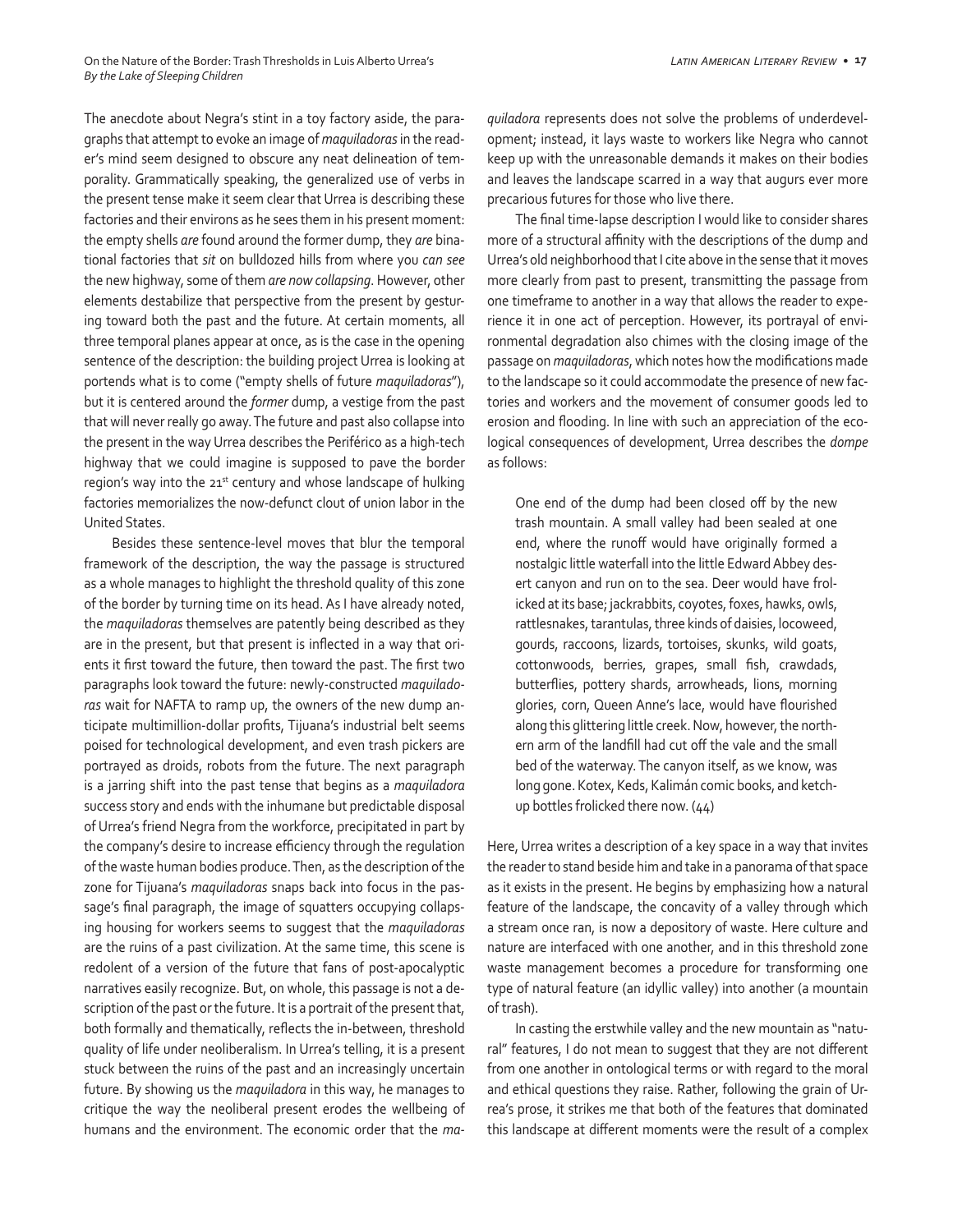The anecdote about Negra's stint in a toy factory aside, the paragraphs that attempt to evoke an image of *maquiladoras* in the reader's mind seem designed to obscure any neat delineation of temporality. Grammatically speaking, the generalized use of verbs in the present tense make it seem clear that Urrea is describing these factories and their environs as he sees them in his present moment: the empty shells *are* found around the former dump, they *are* binational factories that *sit* on bulldozed hills from where you *can see* the new highway, some of them *are now collapsing*. However, other elements destabilize that perspective from the present by gesturing toward both the past and the future. At certain moments, all three temporal planes appear at once, as is the case in the opening sentence of the description: the building project Urrea is looking at portends what is to come ("empty shells of future *maquiladoras*"), but it is centered around the *former* dump, a vestige from the past that will never really go away. The future and past also collapse into the present in the way Urrea describes the Periférico as a high-tech highway that we could imagine is supposed to pave the border region's way into the 21st century and whose landscape of hulking factories memorializes the now-defunct clout of union labor in the United States.

Besides these sentence-level moves that blur the temporal framework of the description, the way the passage is structured as a whole manages to highlight the threshold quality of this zone of the border by turning time on its head. As I have already noted, the *maquiladoras* themselves are patently being described as they are in the present, but that present is inflected in a way that orients it first toward the future, then toward the past. The first two paragraphs look toward the future: newly-constructed *maquiladoras* wait for NAFTA to ramp up, the owners of the new dump anticipate multimillion-dollar profits, Tijuana's industrial belt seems poised for technological development, and even trash pickers are portrayed as droids, robots from the future. The next paragraph is a jarring shift into the past tense that begins as a *maquiladora* success story and ends with the inhumane but predictable disposal of Urrea's friend Negra from the workforce, precipitated in part by the company's desire to increase efficiency through the regulation of the waste human bodies produce. Then, as the description of the zone for Tijuana's *maquiladoras* snaps back into focus in the passage's final paragraph, the image of squatters occupying collapsing housing for workers seems to suggest that the *maquiladoras* are the ruins of a past civilization. At the same time, this scene is redolent of a version of the future that fans of post-apocalyptic narratives easily recognize. But, on whole, this passage is not a description of the past or the future. It is a portrait of the present that, both formally and thematically, reflects the in-between, threshold quality of life under neoliberalism. In Urrea's telling, it is a present stuck between the ruins of the past and an increasingly uncertain future. By showing us the *maquiladora* in this way, he manages to critique the way the neoliberal present erodes the wellbeing of humans and the environment. The economic order that the *maquiladora* represents does not solve the problems of underdevelopment; instead, it lays waste to workers like Negra who cannot keep up with the unreasonable demands it makes on their bodies and leaves the landscape scarred in a way that augurs ever more precarious futures for those who live there.

The final time-lapse description I would like to consider shares more of a structural affinity with the descriptions of the dump and Urrea's old neighborhood that I cite above in the sense that it moves more clearly from past to present, transmitting the passage from one timeframe to another in a way that allows the reader to experience it in one act of perception. However, its portrayal of environmental degradation also chimes with the closing image of the passage on *maquiladoras*, which notes how the modifications made to the landscape so it could accommodate the presence of new factories and workers and the movement of consumer goods led to erosion and flooding. In line with such an appreciation of the ecological consequences of development, Urrea describes the *dompe* as follows:

> One end of the dump had been closed off by the new trash mountain. A small valley had been sealed at one end, where the runoff would have originally formed a nostalgic little waterfall into the little Edward Abbey desert canyon and run on to the sea. Deer would have frolicked at its base; jackrabbits, coyotes, foxes, hawks, owls, rattlesnakes, tarantulas, three kinds of daisies, locoweed, gourds, raccoons, lizards, tortoises, skunks, wild goats, cottonwoods, berries, grapes, small fish, crawdads, butterflies, pottery shards, arrowheads, lions, morning glories, corn, Queen Anne's lace, would have flourished along this glittering little creek. Now, however, the northern arm of the landfill had cut off the vale and the small bed of the waterway. The canyon itself, as we know, was long gone. Kotex, Keds, Kalimán comic books, and ketchup bottles frolicked there now. (44)

Here, Urrea writes a description of a key space in a way that invites the reader to stand beside him and take in a panorama of that space as it exists in the present. He begins by emphasizing how a natural feature of the landscape, the concavity of a valley through which a stream once ran, is now a depository of waste. Here culture and nature are interfaced with one another, and in this threshold zone waste management becomes a procedure for transforming one type of natural feature (an idyllic valley) into another (a mountain of trash).

In casting the erstwhile valley and the new mountain as "natural" features, I do not mean to suggest that they are not different from one another in ontological terms or with regard to the moral and ethical questions they raise. Rather, following the grain of Urrea's prose, it strikes me that both of the features that dominated this landscape at different moments were the result of a complex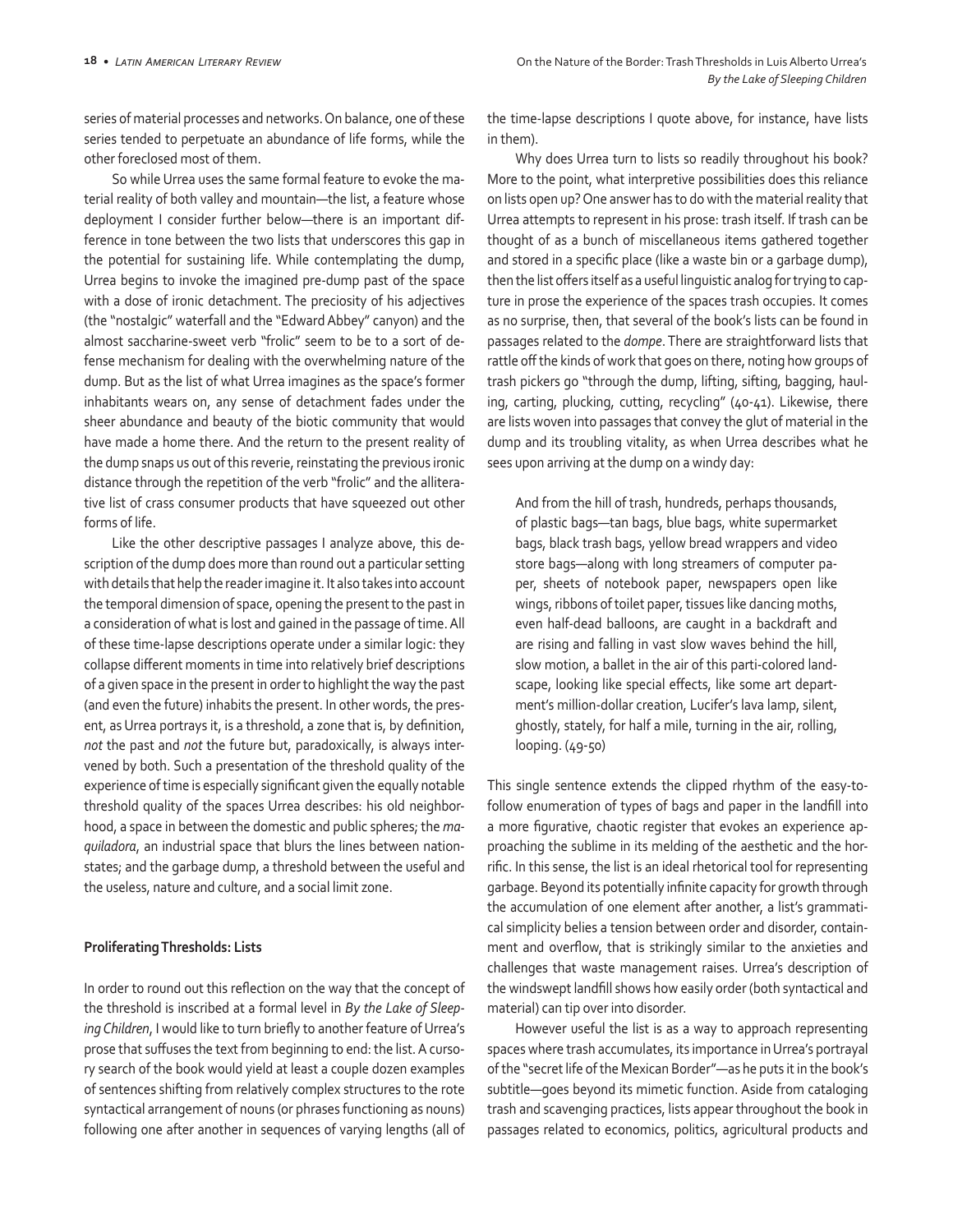series of material processes and networks. On balance, one of these series tended to perpetuate an abundance of life forms, while the other foreclosed most of them.

So while Urrea uses the same formal feature to evoke the material reality of both valley and mountain—the list, a feature whose deployment I consider further below—there is an important difference in tone between the two lists that underscores this gap in the potential for sustaining life. While contemplating the dump, Urrea begins to invoke the imagined pre-dump past of the space with a dose of ironic detachment. The preciosity of his adjectives (the "nostalgic" waterfall and the "Edward Abbey" canyon) and the almost saccharine-sweet verb "frolic" seem to be to a sort of defense mechanism for dealing with the overwhelming nature of the dump. But as the list of what Urrea imagines as the space's former inhabitants wears on, any sense of detachment fades under the sheer abundance and beauty of the biotic community that would have made a home there. And the return to the present reality of the dump snaps us out of this reverie, reinstating the previous ironic distance through the repetition of the verb "frolic" and the alliterative list of crass consumer products that have squeezed out other forms of life.

Like the other descriptive passages I analyze above, this description of the dump does more than round out a particular setting with details that help the reader imagine it. It also takes into account the temporal dimension of space, opening the present to the past in a consideration of what is lost and gained in the passage of time. All of these time-lapse descriptions operate under a similar logic: they collapse different moments in time into relatively brief descriptions of a given space in the present in order to highlight the way the past (and even the future) inhabits the present. In other words, the present, as Urrea portrays it, is a threshold, a zone that is, by definition, *not* the past and *not* the future but, paradoxically, is always intervened by both. Such a presentation of the threshold quality of the experience of time is especially significant given the equally notable threshold quality of the spaces Urrea describes: his old neighborhood, a space in between the domestic and public spheres; the *maquiladora*, an industrial space that blurs the lines between nation-states; and the garbage dump, a threshold between the useful and the useless, nature and culture, and a social limit zone.

**Proliferating Thresholds: Lists**

In order to round out this reflection on the way that the concept of the threshold is inscribed at a formal level in *By the Lake of Sleeping Children*, I would like to turn briefly to another feature of Urrea's prose that suffuses the text from beginning to end: the list. A cursory search of the book would yield at least a couple dozen examples of sentences shifting from relatively complex structures to the rote syntactical arrangement of nouns (or phrases functioning as nouns) following one after another in sequences of varying lengths (all of the time-lapse descriptions I quote above, for instance, have lists in them).

Why does Urrea turn to lists so readily throughout his book? More to the point, what interpretive possibilities does this reliance on lists open up? One answer has to do with the material reality that Urrea attempts to represent in his prose: trash itself. If trash can be thought of as a bunch of miscellaneous items gathered together and stored in a specific place (like a waste bin or a garbage dump), then the list offers itself as a useful linguistic analog for trying to capture in prose the experience of the spaces trash occupies. It comes as no surprise, then, that several of the book's lists can be found in passages related to the *dompe*. There are straightforward lists that rattle off the kinds of work that goes on there, noting how groups of trash pickers go "through the dump, lifting, sifting, bagging, hauling, carting, plucking, cutting, recycling" (40-41). Likewise, there are lists woven into passages that convey the glut of material in the dump and its troubling vitality, as when Urrea describes what he sees upon arriving at the dump on a windy day:

> And from the hill of trash, hundreds, perhaps thousands, of plastic bags—tan bags, blue bags, white supermarket bags, black trash bags, yellow bread wrappers and video store bags—along with long streamers of computer paper, sheets of notebook paper, newspapers open like wings, ribbons of toilet paper, tissues like dancing moths, even half-dead balloons, are caught in a backdraft and are rising and falling in vast slow waves behind the hill, slow motion, a ballet in the air of this parti-colored landscape, looking like special effects, like some art department's million-dollar creation, Lucifer's lava lamp, silent, ghostly, stately, for half a mile, turning in the air, rolling, looping. (49-50)

This single sentence extends the clipped rhythm of the easy-to-follow enumeration of types of bags and paper in the landfill into a more figurative, chaotic register that evokes an experience approaching the sublime in its melding of the aesthetic and the horrific. In this sense, the list is an ideal rhetorical tool for representing garbage. Beyond its potentially infinite capacity for growth through the accumulation of one element after another, a list's grammatical simplicity belies a tension between order and disorder, containment and overflow, that is strikingly similar to the anxieties and challenges that waste management raises. Urrea's description of the windswept landfill shows how easily order (both syntactical and material) can tip over into disorder.

However useful the list is as a way to approach representing spaces where trash accumulates, its importance in Urrea's portrayal of the "secret life of the Mexican Border"—as he puts it in the book's subtitle—goes beyond its mimetic function. Aside from cataloging trash and scavenging practices, lists appear throughout the book in passages related to economics, politics, agricultural products and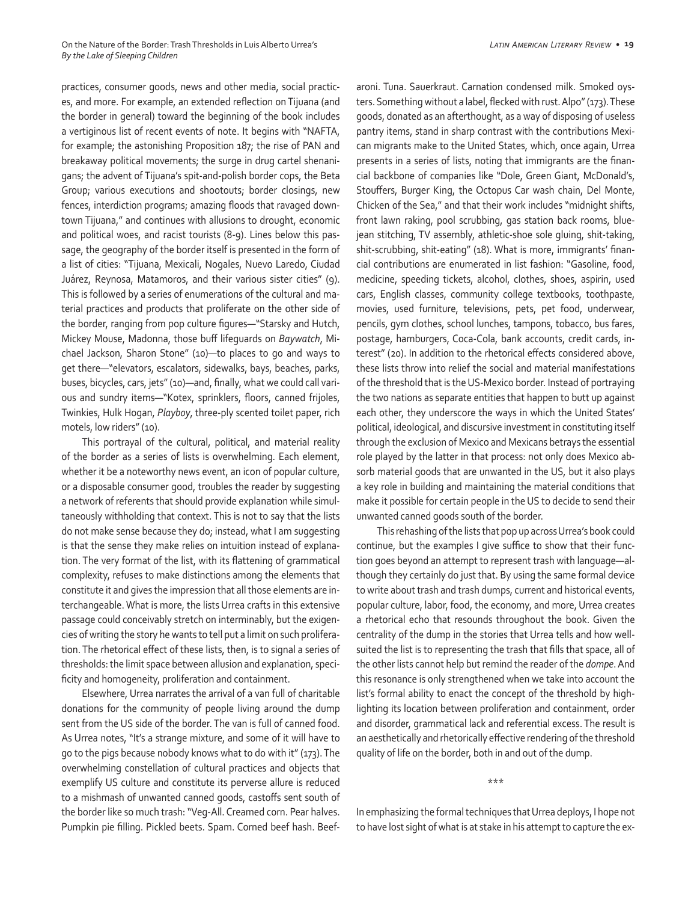practices, consumer goods, news and other media, social practices, and more. For example, an extended reflection on Tijuana (and the border in general) toward the beginning of the book includes a vertiginous list of recent events of note. It begins with "NAFTA, for example; the astonishing Proposition 187; the rise of PAN and breakaway political movements; the surge in drug cartel shenanigans; the advent of Tijuana's spit-and-polish border cops, the Beta Group; various executions and shootouts; border closings, new fences, interdiction programs; amazing floods that ravaged downtown Tijuana," and continues with allusions to drought, economic and political woes, and racist tourists (8-9). Lines below this passage, the geography of the border itself is presented in the form of a list of cities: "Tijuana, Mexicali, Nogales, Nuevo Laredo, Ciudad Juárez, Reynosa, Matamoros, and their various sister cities" (9). This is followed by a series of enumerations of the cultural and material practices and products that proliferate on the other side of the border, ranging from pop culture figures—"Starsky and Hutch, Mickey Mouse, Madonna, those buff lifeguards on *Baywatch*, Michael Jackson, Sharon Stone" (10)—to places to go and ways to get there—"elevators, escalators, sidewalks, bays, beaches, parks, buses, bicycles, cars, jets" (10)—and, finally, what we could call various and sundry items—"Kotex, sprinklers, floors, canned frijoles, Twinkies, Hulk Hogan, *Playboy*, three-ply scented toilet paper, rich motels, low riders" (10).

This portrayal of the cultural, political, and material reality of the border as a series of lists is overwhelming. Each element, whether it be a noteworthy news event, an icon of popular culture, or a disposable consumer good, troubles the reader by suggesting a network of referents that should provide explanation while simultaneously withholding that context. This is not to say that the lists do not make sense because they do; instead, what I am suggesting is that the sense they make relies on intuition instead of explanation. The very format of the list, with its flattening of grammatical complexity, refuses to make distinctions among the elements that constitute it and gives the impression that all those elements are interchangeable. What is more, the lists Urrea crafts in this extensive passage could conceivably stretch on interminably, but the exigencies of writing the story he wants to tell put a limit on such proliferation. The rhetorical effect of these lists, then, is to signal a series of thresholds: the limit space between allusion and explanation, specificity and homogeneity, proliferation and containment.

Elsewhere, Urrea narrates the arrival of a van full of charitable donations for the community of people living around the dump sent from the US side of the border. The van is full of canned food. As Urrea notes, "It's a strange mixture, and some of it will have to go to the pigs because nobody knows what to do with it" (173). The overwhelming constellation of cultural practices and objects that exemplify US culture and constitute its perverse allure is reduced to a mishmash of unwanted canned goods, castoffs sent south of the border like so much trash: "Veg-All. Creamed corn. Pear halves. Pumpkin pie filling. Pickled beets. Spam. Corned beef hash. Beefaroni. Tuna. Sauerkraut. Carnation condensed milk. Smoked oysters. Something without a label, flecked with rust. Alpo" (173). These goods, donated as an afterthought, as a way of disposing of useless pantry items, stand in sharp contrast with the contributions Mexican migrants make to the United States, which, once again, Urrea presents in a series of lists, noting that immigrants are the financial backbone of companies like "Dole, Green Giant, McDonald's, Stouffers, Burger King, the Octopus Car wash chain, Del Monte, Chicken of the Sea," and that their work includes "midnight shifts, front lawn raking, pool scrubbing, gas station back rooms, blue-jean stitching, TV assembly, athletic-shoe sole gluing, shit-taking, shit-scrubbing, shit-eating" (18). What is more, immigrants' financial contributions are enumerated in list fashion: "Gasoline, food, medicine, speeding tickets, alcohol, clothes, shoes, aspirin, used cars, English classes, community college textbooks, toothpaste, movies, used furniture, televisions, pets, pet food, underwear, pencils, gym clothes, school lunches, tampons, tobacco, bus fares, postage, hamburgers, Coca-Cola, bank accounts, credit cards, interest" (20). In addition to the rhetorical effects considered above, these lists throw into relief the social and material manifestations of the threshold that is the US-Mexico border. Instead of portraying the two nations as separate entities that happen to butt up against each other, they underscore the ways in which the United States' political, ideological, and discursive investment in constituting itself through the exclusion of Mexico and Mexicans betrays the essential role played by the latter in that process: not only does Mexico absorb material goods that are unwanted in the US, but it also plays a key role in building and maintaining the material conditions that make it possible for certain people in the US to decide to send their unwanted canned goods south of the border.

This rehashing of the lists that pop up across Urrea's book could continue, but the examples I give suffice to show that their function goes beyond an attempt to represent trash with language—although they certainly do just that. By using the same formal device to write about trash and trash dumps, current and historical events, popular culture, labor, food, the economy, and more, Urrea creates a rhetorical echo that resounds throughout the book. Given the centrality of the dump in the stories that Urrea tells and how well-suited the list is to representing the trash that fills that space, all of the other lists cannot help but remind the reader of the *dompe*. And this resonance is only strengthened when we take into account the list's formal ability to enact the concept of the threshold by highlighting its location between proliferation and containment, order and disorder, grammatical lack and referential excess. The result is an aesthetically and rhetorically effective rendering of the threshold quality of life on the border, both in and out of the dump.

\*\*\*

In emphasizing the formal techniques that Urrea deploys, I hope not to have lost sight of what is at stake in his attempt to capture the ex-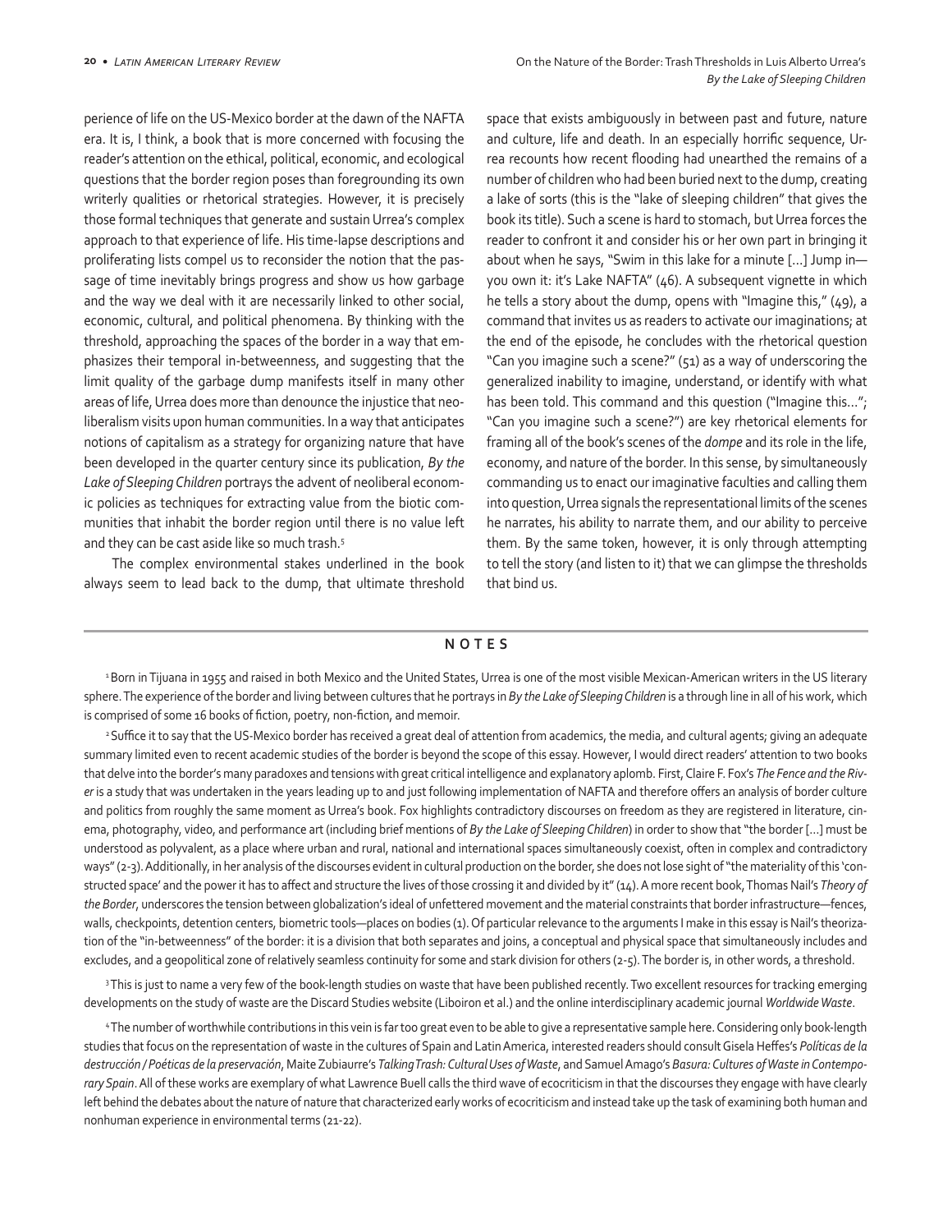perience of life on the US-Mexico border at the dawn of the NAFTA era. It is, I think, a book that is more concerned with focusing the reader's attention on the ethical, political, economic, and ecological questions that the border region poses than foregrounding its own writerly qualities or rhetorical strategies. However, it is precisely those formal techniques that generate and sustain Urrea's complex approach to that experience of life. His time-lapse descriptions and proliferating lists compel us to reconsider the notion that the passage of time inevitably brings progress and show us how garbage and the way we deal with it are necessarily linked to other social, economic, cultural, and political phenomena. By thinking with the threshold, approaching the spaces of the border in a way that emphasizes their temporal in-betweenness, and suggesting that the limit quality of the garbage dump manifests itself in many other areas of life, Urrea does more than denounce the injustice that neoliberalism visits upon human communities. In a way that anticipates notions of capitalism as a strategy for organizing nature that have been developed in the quarter century since its publication, *By the Lake of Sleeping Children* portrays the advent of neoliberal economic policies as techniques for extracting value from the biotic communities that inhabit the border region until there is no value left and they can be cast aside like so much trash.[5]

The complex environmental stakes underlined in the book always seem to lead back to the dump, that ultimate threshold space that exists ambiguously in between past and future, nature and culture, life and death. In an especially horrific sequence, Urrea recounts how recent flooding had unearthed the remains of a number of children who had been buried next to the dump, creating a lake of sorts (this is the "lake of sleeping children" that gives the book its title). Such a scene is hard to stomach, but Urrea forces the reader to confront it and consider his or her own part in bringing it about when he says, "Swim in this lake for a minute [...] Jump in—you own it: it's Lake NAFTA" (46). A subsequent vignette in which he tells a story about the dump, opens with "Imagine this," (49), a command that invites us as readers to activate our imaginations; at the end of the episode, he concludes with the rhetorical question "Can you imagine such a scene?" (51) as a way of underscoring the generalized inability to imagine, understand, or identify with what has been told. This command and this question ("Imagine this..."; "Can you imagine such a scene?") are key rhetorical elements for framing all of the book's scenes of the *dompe* and its role in the life, economy, and nature of the border. In this sense, by simultaneously commanding us to enact our imaginative faculties and calling them into question, Urrea signals the representational limits of the scenes he narrates, his ability to narrate them, and our ability to perceive them. By the same token, however, it is only through attempting to tell the story (and listen to it) that we can glimpse the thresholds that bind us.

## NOTES

[1] Born in Tijuana in 1955 and raised in both Mexico and the United States, Urrea is one of the most visible Mexican-American writers in the US literary sphere. The experience of the border and living between cultures that he portrays in *By the Lake of Sleeping Children* is a through line in all of his work, which is comprised of some 16 books of fiction, poetry, non-fiction, and memoir.

[2] Suffice it to say that the US-Mexico border has received a great deal of attention from academics, the media, and cultural agents; giving an adequate summary limited even to recent academic studies of the border is beyond the scope of this essay. However, I would direct readers' attention to two books that delve into the border's many paradoxes and tensions with great critical intelligence and explanatory aplomb. First, Claire F. Fox's *The Fence and the River* is a study that was undertaken in the years leading up to and just following implementation of NAFTA and therefore offers an analysis of border culture and politics from roughly the same moment as Urrea's book. Fox highlights contradictory discourses on freedom as they are registered in literature, cinema, photography, video, and performance art (including brief mentions of *By the Lake of Sleeping Children*) in order to show that "the border [...] must be understood as polyvalent, as a place where urban and rural, national and international spaces simultaneously coexist, often in complex and contradictory ways" (2-3). Additionally, in her analysis of the discourses evident in cultural production on the border, she does not lose sight of "the materiality of this 'constructed space' and the power it has to affect and structure the lives of those crossing it and divided by it" (14). A more recent book, Thomas Nail's *Theory of the Border*, underscores the tension between globalization's ideal of unfettered movement and the material constraints that border infrastructure—fences, walls, checkpoints, detention centers, biometric tools—places on bodies (1). Of particular relevance to the arguments I make in this essay is Nail's theorization of the "in-betweenness" of the border: it is a division that both separates and joins, a conceptual and physical space that simultaneously includes and excludes, and a geopolitical zone of relatively seamless continuity for some and stark division for others (2-5). The border is, in other words, a threshold.

[3] This is just to name a very few of the book-length studies on waste that have been published recently. Two excellent resources for tracking emerging developments on the study of waste are the Discard Studies website (Liboiron et al.) and the online interdisciplinary academic journal *Worldwide Waste*.

[4] The number of worthwhile contributions in this vein is far too great even to be able to give a representative sample here. Considering only book-length studies that focus on the representation of waste in the cultures of Spain and Latin America, interested readers should consult Gisela Heffes's *Políticas de la destrucción / Poéticas de la preservación*, Maite Zubiaurre's *Talking Trash: Cultural Uses of Waste*, and Samuel Amago's *Basura: Cultures of Waste in Contemporary Spain*. All of these works are exemplary of what Lawrence Buell calls the third wave of ecocriticism in that the discourses they engage with have clearly left behind the debates about the nature of nature that characterized early works of ecocriticism and instead take up the task of examining both human and nonhuman experience in environmental terms (21-22).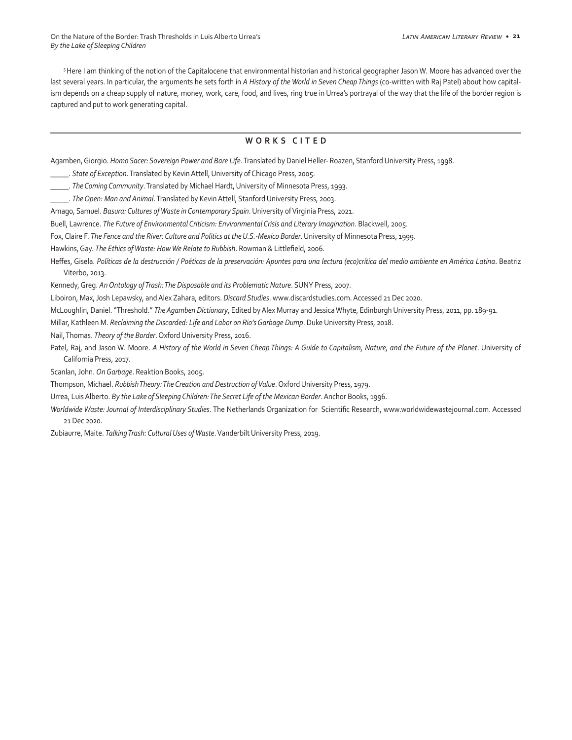[5] Here I am thinking of the notion of the Capitalocene that environmental historian and historical geographer Jason W. Moore has advanced over the last several years. In particular, the arguments he sets forth in *A History of the World in Seven Cheap Things* (co-written with Raj Patel) about how capitalism depends on a cheap supply of nature, money, work, care, food, and lives, ring true in Urrea's portrayal of the way that the life of the border region is captured and put to work generating capital.

## WORKS CITED

Agamben, Giorgio. *Homo Sacer: Sovereign Power and Bare Life*. Translated by Daniel Heller- Roazen, Stanford University Press, 1998.

_____. *State of Exception*. Translated by Kevin Attell, University of Chicago Press, 2005.

_____. *The Coming Community*. Translated by Michael Hardt, University of Minnesota Press, 1993.

_____. *The Open: Man and Animal*. Translated by Kevin Attell, Stanford University Press, 2003.

Amago, Samuel. *Basura: Cultures of Waste in Contemporary Spain*. University of Virginia Press, 2021.

Buell, Lawrence. *The Future of Environmental Criticism: Environmental Crisis and Literary Imagination*. Blackwell, 2005.

Fox, Claire F. *The Fence and the River: Culture and Politics at the U.S.-Mexico Border*. University of Minnesota Press, 1999.

Hawkins, Gay. *The Ethics of Waste: How We Relate to Rubbish*. Rowman & Littlefield, 2006.

Heffes, Gisela. *Políticas de la destrucción / Poéticas de la preservación: Apuntes para una lectura (eco)crítica del medio ambiente en América Latina*. Beatriz Viterbo, 2013.

Kennedy, Greg. *An Ontology of Trash: The Disposable and its Problematic Nature*. SUNY Press, 2007.

Liboiron, Max, Josh Lepawsky, and Alex Zahara, editors. *Discard Studies*. www.discardstudies.com. Accessed 21 Dec 2020.

McLoughlin, Daniel. "Threshold." *The Agamben Dictionary*, Edited by Alex Murray and Jessica Whyte, Edinburgh University Press, 2011, pp. 189-91.

Millar, Kathleen M. *Reclaiming the Discarded: Life and Labor on Rio's Garbage Dump*. Duke University Press, 2018.

Nail, Thomas. *Theory of the Border*. Oxford University Press, 2016.

Patel, Raj, and Jason W. Moore. *A History of the World in Seven Cheap Things: A Guide to Capitalism, Nature, and the Future of the Planet*. University of California Press, 2017.

Scanlan, John. *On Garbage*. Reaktion Books, 2005.

Thompson, Michael. *Rubbish Theory: The Creation and Destruction of Value*. Oxford University Press, 1979.

Urrea, Luis Alberto. *By the Lake of Sleeping Children: The Secret Life of the Mexican Border*. Anchor Books, 1996.

*Worldwide Waste: Journal of Interdisciplinary Studies*. The Netherlands Organization for Scientific Research, www.worldwidewastejournal.com. Accessed 21 Dec 2020.

Zubiaurre, Maite. *Talking Trash: Cultural Uses of Waste*. Vanderbilt University Press, 2019.